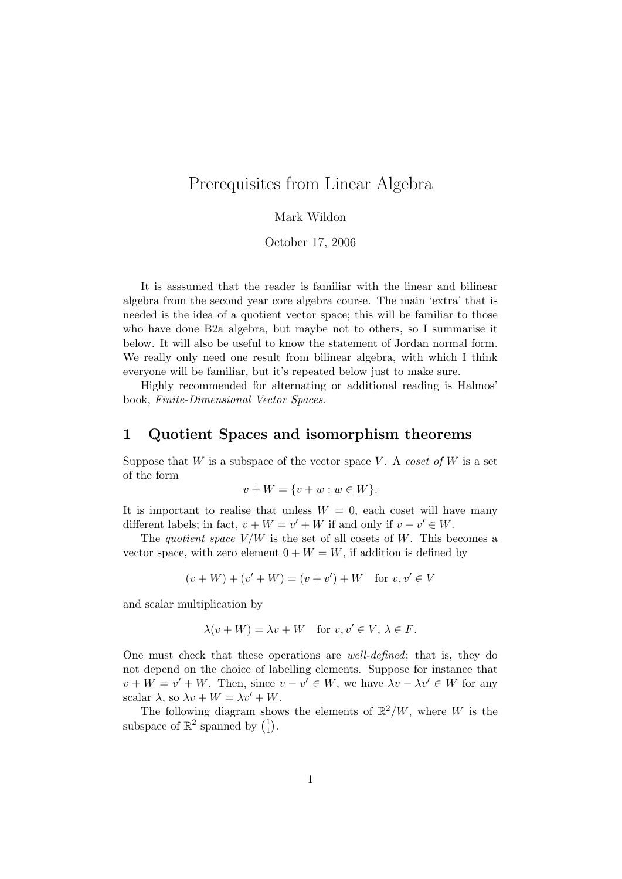# Prerequisites from Linear Algebra

Mark Wildon

October 17, 2006

It is asssumed that the reader is familiar with the linear and bilinear algebra from the second year core algebra course. The main 'extra' that is needed is the idea of a quotient vector space; this will be familiar to those who have done B2a algebra, but maybe not to others, so I summarise it below. It will also be useful to know the statement of Jordan normal form. We really only need one result from bilinear algebra, with which I think everyone will be familiar, but it's repeated below just to make sure.

Highly recommended for alternating or additional reading is Halmos' book, *Finite-Dimensional Vector Spaces*.

## 1 Quotient Spaces and isomorphism theorems

Suppose that $W$ is a subspace of the vector space $V$. A *coset of* $W$ is a set of the form

$$v + W = \{v + w : w \in W\}.$$

It is important to realise that unless $W = 0$, each coset will have many different labels; in fact, $v + W = v' + W$ if and only if $v - v' \in W$.

The *quotient space* $V/W$ is the set of all cosets of $W$. This becomes a vector space, with zero element $0 + W = W$, if addition is defined by

$$(v + W) + (v' + W) = (v + v') + W \quad \text{for } v, v' \in V$$

and scalar multiplication by

$$\lambda(v + W) = \lambda v + W \quad \text{for } v, v' \in V,\ \lambda \in F.$$

One must check that these operations are *well-defined*; that is, they do not depend on the choice of labelling elements. Suppose for instance that $v + W = v' + W$. Then, since $v - v' \in W$, we have $\lambda v - \lambda v' \in W$ for any scalar $\lambda$, so $\lambda v + W = \lambda v' + W$.

The following diagram shows the elements of $\mathbb{R}^2/W$, where $W$ is the subspace of $\mathbb{R}^2$ spanned by $\binom{1}{1}$.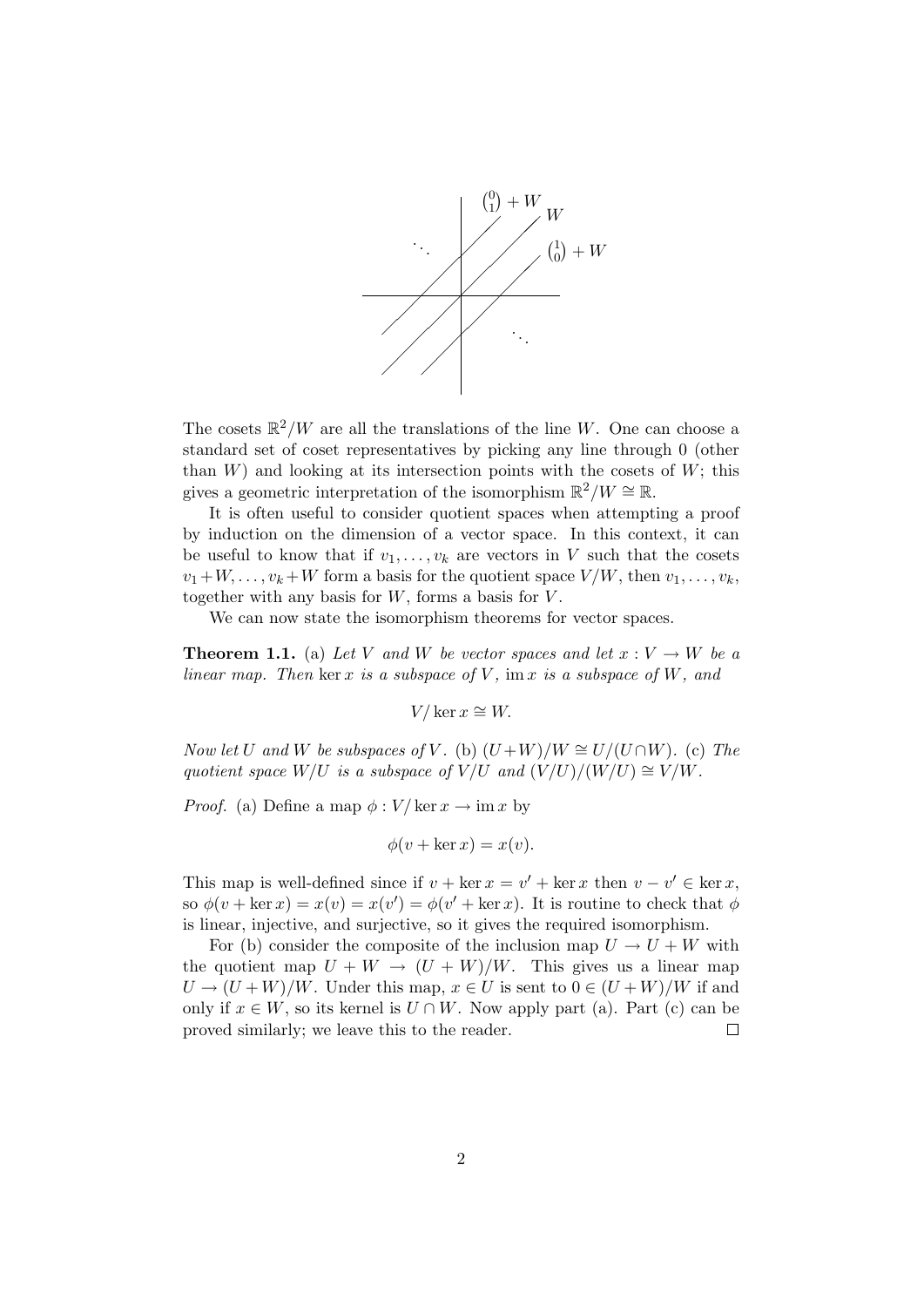The cosets $\mathbb{R}^2/W$ are all the translations of the line $W$. One can choose a standard set of coset representatives by picking any line through 0 (other than $W$) and looking at its intersection points with the cosets of $W$; this gives a geometric interpretation of the isomorphism $\mathbb{R}^2/W \cong \mathbb{R}$.

It is often useful to consider quotient spaces when attempting a proof by induction on the dimension of a vector space. In this context, it can be useful to know that if $v_1, \ldots, v_k$ are vectors in $V$ such that the cosets $v_1+W, \ldots, v_k+W$ form a basis for the quotient space $V/W$, then $v_1, \ldots, v_k$, together with any basis for $W$, forms a basis for $V$.

We can now state the isomorphism theorems for vector spaces.

**Theorem 1.1.** (a) *Let $V$ and $W$ be vector spaces and let $x : V \to W$ be a linear map. Then $\ker x$ is a subspace of $V$, $\operatorname{im} x$ is a subspace of $W$, and*

$$V/\ker x \cong W.$$

*Now let $U$ and $W$ be subspaces of $V$.* (b) *$(U+W)/W \cong U/(U \cap W)$.* (c) *The quotient space $W/U$ is a subspace of $V/U$ and $(V/U)/(W/U) \cong V/W$.*

*Proof.* (a) Define a map $\phi : V/\ker x \to \operatorname{im} x$ by

$$\phi(v + \ker x) = x(v).$$

This map is well-defined since if $v + \ker x = v' + \ker x$ then $v - v' \in \ker x$, so $\phi(v + \ker x) = x(v) = x(v') = \phi(v' + \ker x)$. It is routine to check that $\phi$ is linear, injective, and surjective, so it gives the required isomorphism.

For (b) consider the composite of the inclusion map $U \to U + W$ with the quotient map $U + W \to (U + W)/W$. This gives us a linear map $U \to (U + W)/W$. Under this map, $x \in U$ is sent to $0 \in (U + W)/W$ if and only if $x \in W$, so its kernel is $U \cap W$. Now apply part (a). Part (c) can be proved similarly; we leave this to the reader. □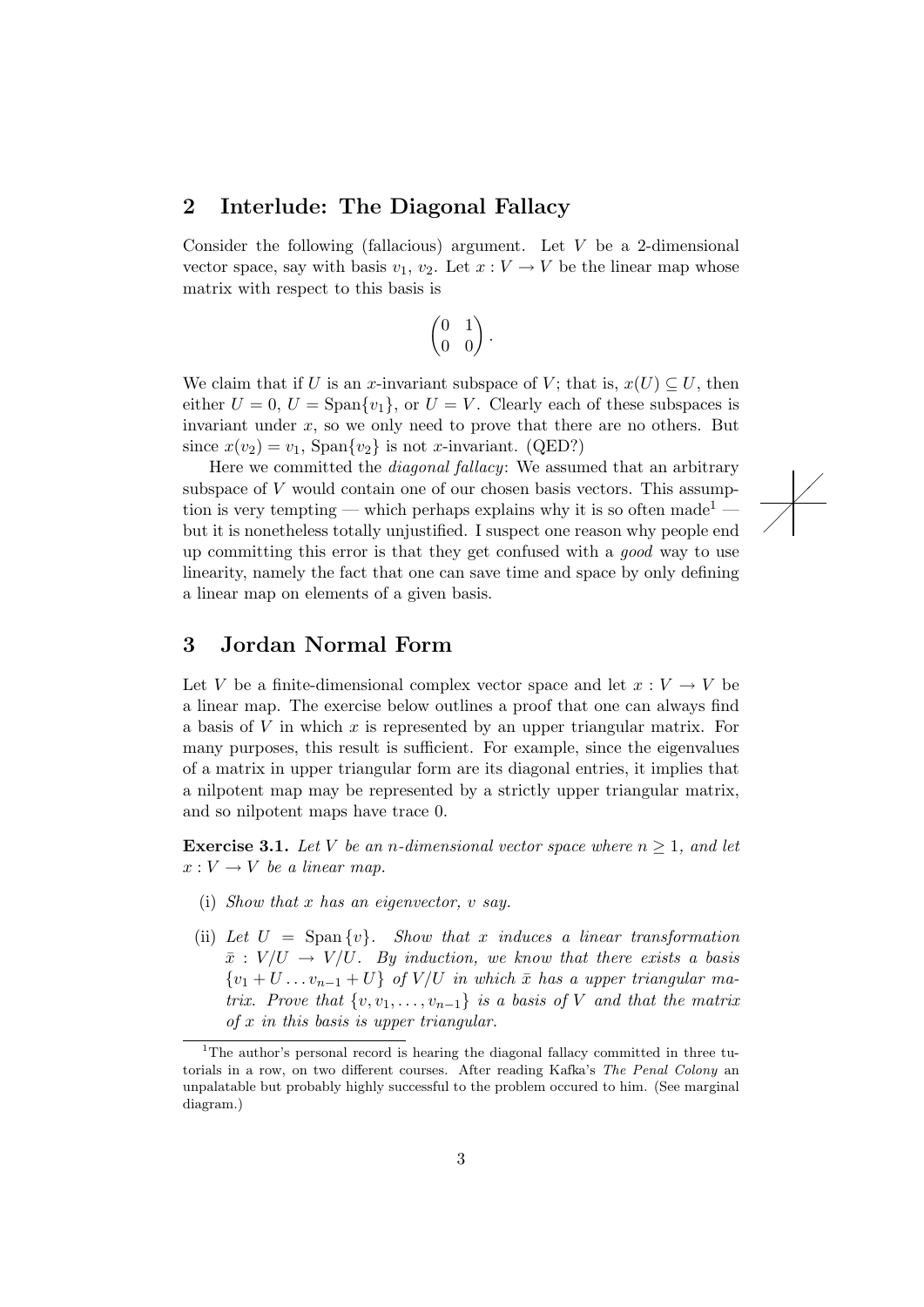## 2 Interlude: The Diagonal Fallacy

Consider the following (fallacious) argument. Let $V$ be a 2-dimensional vector space, say with basis $v_1$, $v_2$. Let $x : V \to V$ be the linear map whose matrix with respect to this basis is

$$\begin{pmatrix} 0 & 1 \\ 0 & 0 \end{pmatrix}.$$

We claim that if $U$ is an $x$-invariant subspace of $V$; that is, $x(U) \subseteq U$, then either $U = 0$, $U = \text{Span}\{v_1\}$, or $U = V$. Clearly each of these subspaces is invariant under $x$, so we only need to prove that there are no others. But since $x(v_2) = v_1$, $\text{Span}\{v_2\}$ is not $x$-invariant. (QED?)

Here we committed the *diagonal fallacy*: We assumed that an arbitrary subspace of $V$ would contain one of our chosen basis vectors. This assumption is very tempting — which perhaps explains why it is so often made[1] — but it is nonetheless totally unjustified. I suspect one reason why people end up committing this error is that they get confused with a *good* way to use linearity, namely the fact that one can save time and space by only defining a linear map on elements of a given basis.

## 3 Jordan Normal Form

Let $V$ be a finite-dimensional complex vector space and let $x : V \to V$ be a linear map. The exercise below outlines a proof that one can always find a basis of $V$ in which $x$ is represented by an upper triangular matrix. For many purposes, this result is sufficient. For example, since the eigenvalues of a matrix in upper triangular form are its diagonal entries, it implies that a nilpotent map may be represented by a strictly upper triangular matrix, and so nilpotent maps have trace 0.

**Exercise 3.1.** *Let $V$ be an $n$-dimensional vector space where $n \geq 1$, and let $x : V \to V$ be a linear map.*

(i) *Show that $x$ has an eigenvector, $v$ say.*

(ii) *Let $U = \text{Span}\{v\}$. Show that $x$ induces a linear transformation $\bar{x} : V/U \to V/U$. By induction, we know that there exists a basis $\{v_1 + U \ldots v_{n-1} + U\}$ of $V/U$ in which $\bar{x}$ has a upper triangular matrix. Prove that $\{v, v_1, \ldots, v_{n-1}\}$ is a basis of $V$ and that the matrix of $x$ in this basis is upper triangular.*

[1] The author's personal record is hearing the diagonal fallacy committed in three tutorials in a row, on two different courses. After reading Kafka's *The Penal Colony* an unpalatable but probably highly successful to the problem occured to him. (See marginal diagram.)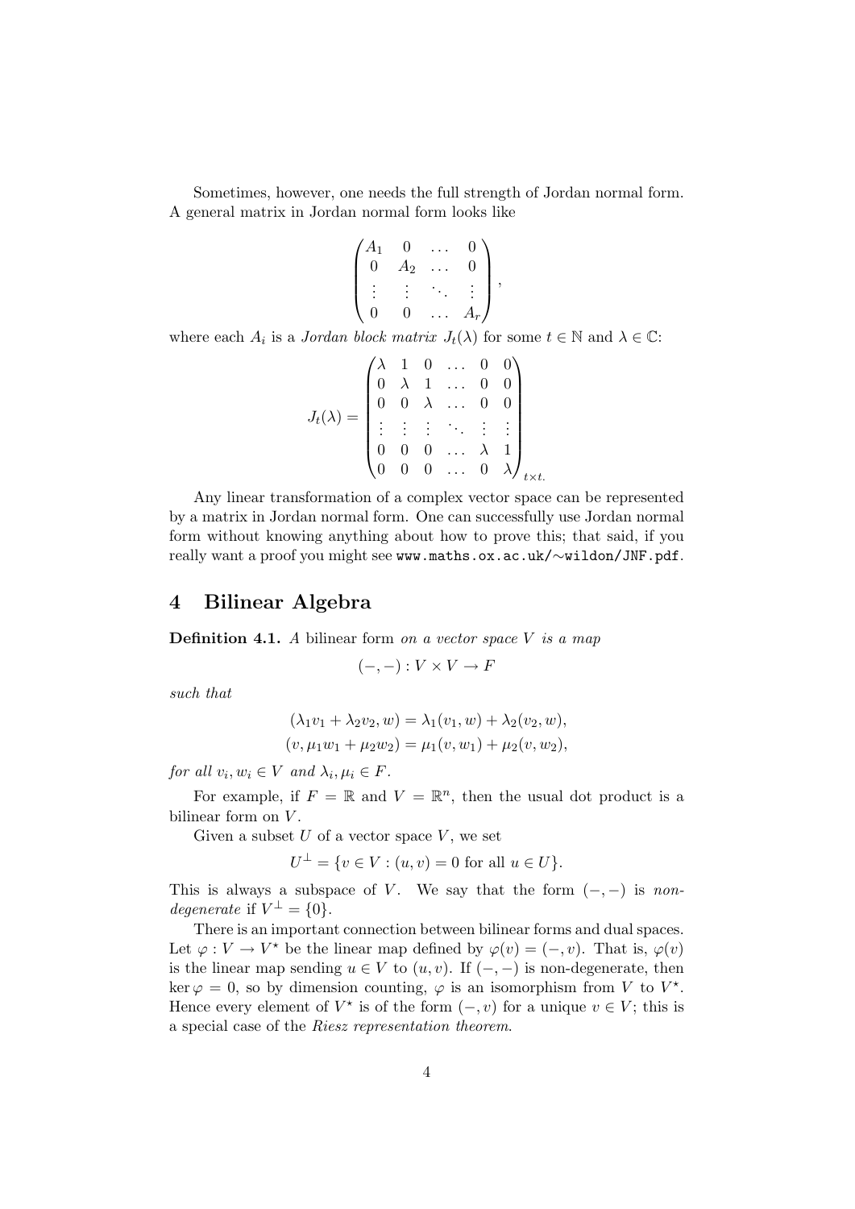Sometimes, however, one needs the full strength of Jordan normal form. A general matrix in Jordan normal form looks like

$$\begin{pmatrix} A_1 & 0 & \dots & 0 \\ 0 & A_2 & \dots & 0 \\ \vdots & \vdots & \ddots & \vdots \\ 0 & 0 & \dots & A_r \end{pmatrix},$$

where each $A_i$ is a *Jordan block matrix* $J_t(\lambda)$ for some $t \in \mathbb{N}$ and $\lambda \in \mathbb{C}$:

$$J_t(\lambda) = \begin{pmatrix} \lambda & 1 & 0 & \dots & 0 & 0 \\ 0 & \lambda & 1 & \dots & 0 & 0 \\ 0 & 0 & \lambda & \dots & 0 & 0 \\ \vdots & \vdots & \vdots & \ddots & \vdots & \vdots \\ 0 & 0 & 0 & \dots & \lambda & 1 \\ 0 & 0 & 0 & \dots & 0 & \lambda \end{pmatrix}_{t \times t.}$$

Any linear transformation of a complex vector space can be represented by a matrix in Jordan normal form. One can successfully use Jordan normal form without knowing anything about how to prove this; that said, if you really want a proof you might see `www.maths.ox.ac.uk/∼wildon/JNF.pdf`.

## 4 Bilinear Algebra

**Definition 4.1.** *A* bilinear form *on a vector space $V$ is a map*

$$(-,-) : V \times V \to F$$

*such that*

$$(\lambda_1 v_1 + \lambda_2 v_2, w) = \lambda_1 (v_1, w) + \lambda_2 (v_2, w),$$
$$(v, \mu_1 w_1 + \mu_2 w_2) = \mu_1 (v, w_1) + \mu_2 (v, w_2),$$

*for all $v_i, w_i \in V$ and $\lambda_i, \mu_i \in F$.*

For example, if $F = \mathbb{R}$ and $V = \mathbb{R}^n$, then the usual dot product is a bilinear form on $V$.

Given a subset $U$ of a vector space $V$, we set

$$U^\perp = \{v \in V : (u, v) = 0 \text{ for all } u \in U\}.$$

This is always a subspace of $V$. We say that the form $(-,-)$ is *non-degenerate* if $V^\perp = \{0\}$.

There is an important connection between bilinear forms and dual spaces. Let $\varphi : V \to V^\star$ be the linear map defined by $\varphi(v) = (-, v)$. That is, $\varphi(v)$ is the linear map sending $u \in V$ to $(u, v)$. If $(-,-)$ is non-degenerate, then $\ker \varphi = 0$, so by dimension counting, $\varphi$ is an isomorphism from $V$ to $V^\star$. Hence every element of $V^\star$ is of the form $(-, v)$ for a unique $v \in V$; this is a special case of the *Riesz representation theorem*.